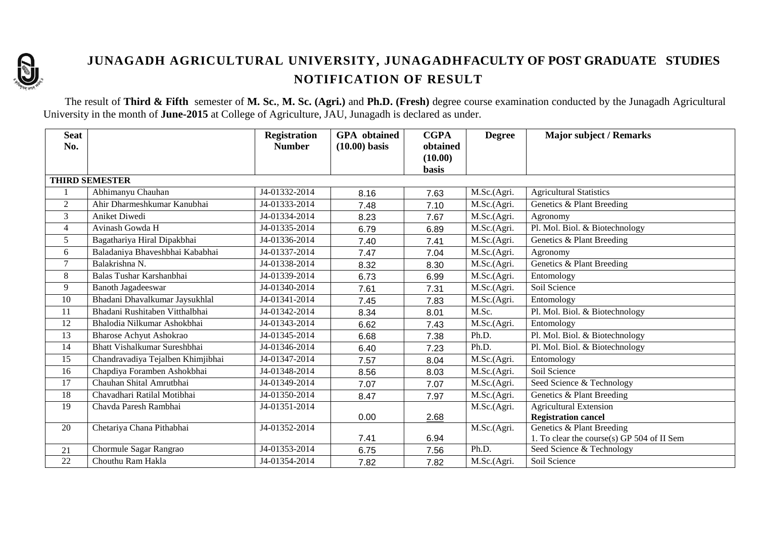# JUNAGADH AGRICULTURAL UNIVERSITY, JUNAGADHFACULTY OF POST GRADUATE STUDIES

## NOTIFICATION OF RESULT

The result of **Third & Fifth** semester of **M. Sc.**, **M. Sc. (Agri.)** and **Ph.D. (Fresh)** degree course examination conducted by the Junagadh Agricultural University in the month of **June-2015** at College of Agriculture, JAU, Junagadh is declared as under.

| Seat No. | | Registration Number | GPA obtained (10.00) basis | CGPA obtained (10.00) basis | Degree | Major subject / Remarks |
|---|---|---|---|---|---|---|
| **THIRD SEMESTER** | | | | | | |
| 1 | Abhimanyu Chauhan | J4-01332-2014 | 8.16 | 7.63 | M.Sc.(Agri. | Agricultural Statistics |
| 2 | Ahir Dharmeshkumar Kanubhai | J4-01333-2014 | 7.48 | 7.10 | M.Sc.(Agri. | Genetics & Plant Breeding |
| 3 | Aniket Diwedi | J4-01334-2014 | 8.23 | 7.67 | M.Sc.(Agri. | Agronomy |
| 4 | Avinash Gowda H | J4-01335-2014 | 6.79 | 6.89 | M.Sc.(Agri. | Pl. Mol. Biol. & Biotechnology |
| 5 | Bagathariya Hiral Dipakbhai | J4-01336-2014 | 7.40 | 7.41 | M.Sc.(Agri. | Genetics & Plant Breeding |
| 6 | Baladaniya Bhaveshbhai Kababhai | J4-01337-2014 | 7.47 | 7.04 | M.Sc.(Agri. | Agronomy |
| 7 | Balakrishna N. | J4-01338-2014 | 8.32 | 8.30 | M.Sc.(Agri. | Genetics & Plant Breeding |
| 8 | Balas Tushar Karshanbhai | J4-01339-2014 | 6.73 | 6.99 | M.Sc.(Agri. | Entomology |
| 9 | Banoth Jagadeeswar | J4-01340-2014 | 7.61 | 7.31 | M.Sc.(Agri. | Soil Science |
| 10 | Bhadani Dhavalkumar Jaysukhlal | J4-01341-2014 | 7.45 | 7.83 | M.Sc.(Agri. | Entomology |
| 11 | Bhadani Rushitaben Vitthalbhai | J4-01342-2014 | 8.34 | 8.01 | M.Sc. | Pl. Mol. Biol. & Biotechnology |
| 12 | Bhalodia Nilkumar Ashokbhai | J4-01343-2014 | 6.62 | 7.43 | M.Sc.(Agri. | Entomology |
| 13 | Bharose Achyut Ashokrao | J4-01345-2014 | 6.68 | 7.38 | Ph.D. | Pl. Mol. Biol. & Biotechnology |
| 14 | Bhatt Vishalkumar Sureshbhai | J4-01346-2014 | 6.40 | 7.23 | Ph.D. | Pl. Mol. Biol. & Biotechnology |
| 15 | Chandravadiya Tejalben Khimjibhai | J4-01347-2014 | 7.57 | 8.04 | M.Sc.(Agri. | Entomology |
| 16 | Chapdiya Foramben Ashokbhai | J4-01348-2014 | 8.56 | 8.03 | M.Sc.(Agri. | Soil Science |
| 17 | Chauhan Shital Amrutbhai | J4-01349-2014 | 7.07 | 7.07 | M.Sc.(Agri. | Seed Science & Technology |
| 18 | Chavadhari Ratilal Motibhai | J4-01350-2014 | 8.47 | 7.97 | M.Sc.(Agri. | Genetics & Plant Breeding |
| 19 | Chavda Paresh Rambhai | J4-01351-2014 | 0.00 | 2.68 | M.Sc.(Agri. | Agricultural Extension **Registration cancel** |
| 20 | Chetariya Chana Pithabhai | J4-01352-2014 | 7.41 | 6.94 | M.Sc.(Agri. | Genetics & Plant Breeding 1. To clear the course(s) GP 504 of II Sem |
| 21 | Chormule Sagar Rangrao | J4-01353-2014 | 6.75 | 7.56 | Ph.D. | Seed Science & Technology |
| 22 | Chouthu Ram Hakla | J4-01354-2014 | 7.82 | 7.82 | M.Sc.(Agri. | Soil Science |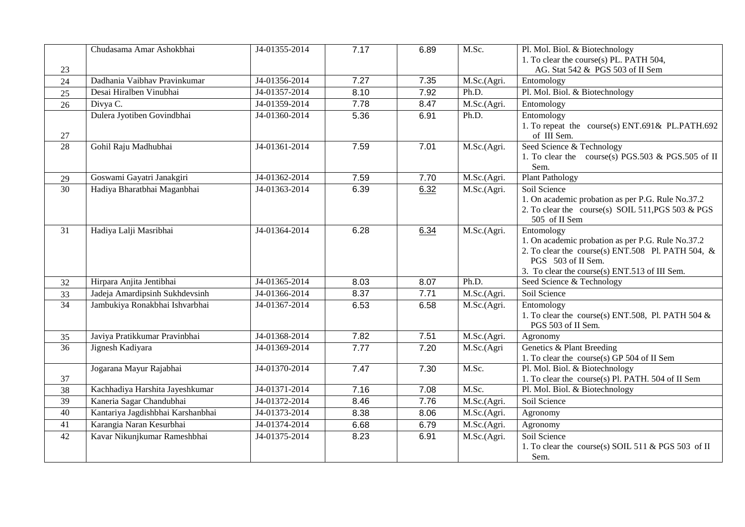| | | | | | | |
|---|---|---|---|---|---|---|
| 23 | Chudasama Amar Ashokbhai | J4-01355-2014 | 7.17 | 6.89 | M.Sc. | Pl. Mol. Biol. & Biotechnology<br>1. To clear the course(s) PL. PATH 504, AG. Stat 542 & PGS 503 of II Sem |
| 24 | Dadhania Vaibhav Pravinkumar | J4-01356-2014 | 7.27 | 7.35 | M.Sc.(Agri. | Entomology |
| 25 | Desai Hiralben Vinubhai | J4-01357-2014 | 8.10 | 7.92 | Ph.D. | Pl. Mol. Biol. & Biotechnology |
| 26 | Divya C. | J4-01359-2014 | 7.78 | 8.47 | M.Sc.(Agri. | Entomology |
| 27 | Dulera Jyotiben Govindbhai | J4-01360-2014 | 5.36 | 6.91 | Ph.D. | Entomology<br>1. To repeat the course(s) ENT.691& PL.PATH.692 of III Sem. |
| 28 | Gohil Raju Madhubhai | J4-01361-2014 | 7.59 | 7.01 | M.Sc.(Agri. | Seed Science & Technology<br>1. To clear the course(s) PGS.503 & PGS.505 of II Sem. |
| 29 | Goswami Gayatri Janakgiri | J4-01362-2014 | 7.59 | 7.70 | M.Sc.(Agri. | Plant Pathology |
| 30 | Hadiya Bharatbhai Maganbhai | J4-01363-2014 | 6.39 | 6.32 | M.Sc.(Agri. | Soil Science<br>1. On academic probation as per P.G. Rule No.37.2<br>2. To clear the course(s) SOIL 511,PGS 503 & PGS 505 of II Sem |
| 31 | Hadiya Lalji Masribhai | J4-01364-2014 | 6.28 | 6.34 | M.Sc.(Agri. | Entomology<br>1. On academic probation as per P.G. Rule No.37.2<br>2. To clear the course(s) ENT.508 Pl. PATH 504, & PGS 503 of II Sem.<br>3. To clear the course(s) ENT.513 of III Sem. |
| 32 | Hirpara Anjita Jentibhai | J4-01365-2014 | 8.03 | 8.07 | Ph.D. | Seed Science & Technology |
| 33 | Jadeja Amardipsinh Sukhdevsinh | J4-01366-2014 | 8.37 | 7.71 | M.Sc.(Agri. | Soil Science |
| 34 | Jambukiya Ronakbhai Ishvarbhai | J4-01367-2014 | 6.53 | 6.58 | M.Sc.(Agri. | Entomology<br>1. To clear the course(s) ENT.508, Pl. PATH 504 & PGS 503 of II Sem. |
| 35 | Javiya Pratikkumar Pravinbhai | J4-01368-2014 | 7.82 | 7.51 | M.Sc.(Agri. | Agronomy |
| 36 | Jignesh Kadiyara | J4-01369-2014 | 7.77 | 7.20 | M.Sc.(Agri | Genetics & Plant Breeding<br>1. To clear the course(s) GP 504 of II Sem |
| 37 | Jogarana Mayur Rajabhai | J4-01370-2014 | 7.47 | 7.30 | M.Sc. | Pl. Mol. Biol. & Biotechnology<br>1. To clear the course(s) Pl. PATH. 504 of II Sem |
| 38 | Kachhadiya Harshita Jayeshkumar | J4-01371-2014 | 7.16 | 7.08 | M.Sc. | Pl. Mol. Biol. & Biotechnology |
| 39 | Kaneria Sagar Chandubhai | J4-01372-2014 | 8.46 | 7.76 | M.Sc.(Agri. | Soil Science |
| 40 | Kantariya Jagdishbhai Karshanbhai | J4-01373-2014 | 8.38 | 8.06 | M.Sc.(Agri. | Agronomy |
| 41 | Karangia Naran Kesurbhai | J4-01374-2014 | 6.68 | 6.79 | M.Sc.(Agri. | Agronomy |
| 42 | Kavar Nikunjkumar Rameshbhai | J4-01375-2014 | 8.23 | 6.91 | M.Sc.(Agri. | Soil Science<br>1. To clear the course(s) SOIL 511 & PGS 503 of II Sem. |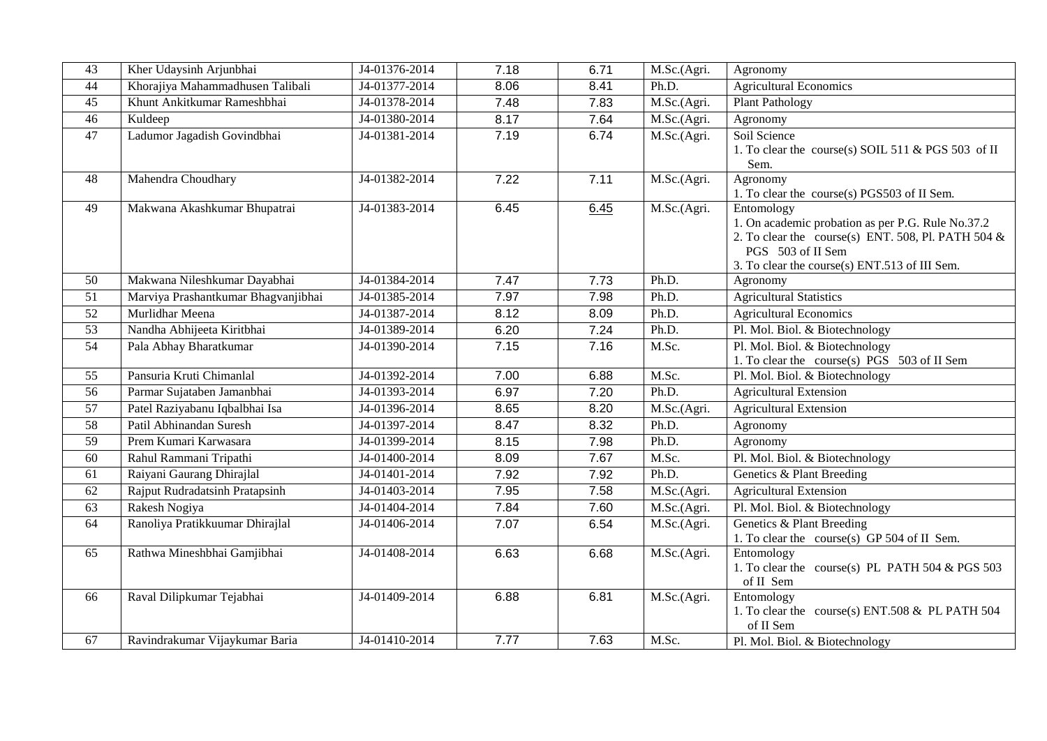| 43 | Kher Udaysinh Arjunbhai | J4-01376-2014 | 7.18 | 6.71 | M.Sc.(Agri. | Agronomy |
|---|---|---|---|---|---|---|
| 44 | Khorajiya Mahammadhusen Talibali | J4-01377-2014 | 8.06 | 8.41 | Ph.D. | Agricultural Economics |
| 45 | Khunt Ankitkumar Rameshbhai | J4-01378-2014 | 7.48 | 7.83 | M.Sc.(Agri. | Plant Pathology |
| 46 | Kuldeep | J4-01380-2014 | 8.17 | 7.64 | M.Sc.(Agri. | Agronomy |
| 47 | Ladumor Jagadish Govindbhai | J4-01381-2014 | 7.19 | 6.74 | M.Sc.(Agri. | Soil Science<br>1. To clear the course(s) SOIL 511 & PGS 503 of II Sem. |
| 48 | Mahendra Choudhary | J4-01382-2014 | 7.22 | 7.11 | M.Sc.(Agri. | Agronomy<br>1. To clear the course(s) PGS503 of II Sem. |
| 49 | Makwana Akashkumar Bhupatrai | J4-01383-2014 | 6.45 | 6.45 | M.Sc.(Agri. | Entomology<br>1. On academic probation as per P.G. Rule No.37.2<br>2. To clear the course(s) ENT. 508, Pl. PATH 504 & PGS 503 of II Sem<br>3. To clear the course(s) ENT.513 of III Sem. |
| 50 | Makwana Nileshkumar Dayabhai | J4-01384-2014 | 7.47 | 7.73 | Ph.D. | Agronomy |
| 51 | Marviya Prashantkumar Bhagvanjibhai | J4-01385-2014 | 7.97 | 7.98 | Ph.D. | Agricultural Statistics |
| 52 | Murlidhar Meena | J4-01387-2014 | 8.12 | 8.09 | Ph.D. | Agricultural Economics |
| 53 | Nandha Abhijeeta Kiritbhai | J4-01389-2014 | 6.20 | 7.24 | Ph.D. | Pl. Mol. Biol. & Biotechnology |
| 54 | Pala Abhay Bharatkumar | J4-01390-2014 | 7.15 | 7.16 | M.Sc. | Pl. Mol. Biol. & Biotechnology<br>1. To clear the course(s) PGS 503 of II Sem |
| 55 | Pansuria Kruti Chimanlal | J4-01392-2014 | 7.00 | 6.88 | M.Sc. | Pl. Mol. Biol. & Biotechnology |
| 56 | Parmar Sujataben Jamanbhai | J4-01393-2014 | 6.97 | 7.20 | Ph.D. | Agricultural Extension |
| 57 | Patel Raziyabanu Iqbalbhai Isa | J4-01396-2014 | 8.65 | 8.20 | M.Sc.(Agri. | Agricultural Extension |
| 58 | Patil Abhinandan Suresh | J4-01397-2014 | 8.47 | 8.32 | Ph.D. | Agronomy |
| 59 | Prem Kumari Karwasara | J4-01399-2014 | 8.15 | 7.98 | Ph.D. | Agronomy |
| 60 | Rahul Rammani Tripathi | J4-01400-2014 | 8.09 | 7.67 | M.Sc. | Pl. Mol. Biol. & Biotechnology |
| 61 | Raiyani Gaurang Dhirajlal | J4-01401-2014 | 7.92 | 7.92 | Ph.D. | Genetics & Plant Breeding |
| 62 | Rajput Rudradatsinh Pratapsinh | J4-01403-2014 | 7.95 | 7.58 | M.Sc.(Agri. | Agricultural Extension |
| 63 | Rakesh Nogiya | J4-01404-2014 | 7.84 | 7.60 | M.Sc.(Agri. | Pl. Mol. Biol. & Biotechnology |
| 64 | Ranoliya Pratikkuumar Dhirajlal | J4-01406-2014 | 7.07 | 6.54 | M.Sc.(Agri. | Genetics & Plant Breeding<br>1. To clear the course(s) GP 504 of II Sem. |
| 65 | Rathwa Mineshbhai Gamjibhai | J4-01408-2014 | 6.63 | 6.68 | M.Sc.(Agri. | Entomology<br>1. To clear the course(s) PL PATH 504 & PGS 503 of II Sem |
| 66 | Raval Dilipkumar Tejabhai | J4-01409-2014 | 6.88 | 6.81 | M.Sc.(Agri. | Entomology<br>1. To clear the course(s) ENT.508 & PL PATH 504 of II Sem |
| 67 | Ravindrakumar Vijaykumar Baria | J4-01410-2014 | 7.77 | 7.63 | M.Sc. | Pl. Mol. Biol. & Biotechnology |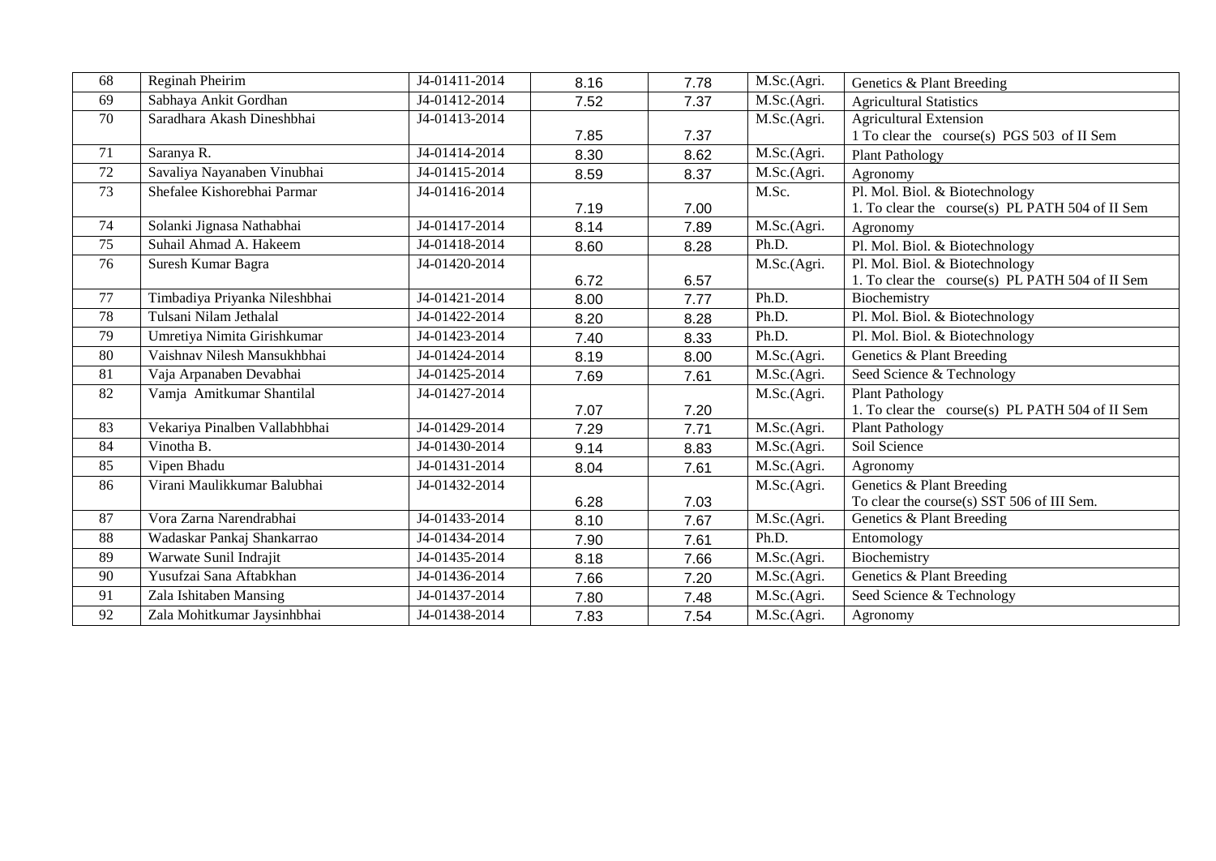| 68 | Reginah Pheirim | J4-01411-2014 | 8.16 | 7.78 | M.Sc.(Agri. | Genetics & Plant Breeding |
|---|---|---|---|---|---|---|
| 69 | Sabhaya Ankit Gordhan | J4-01412-2014 | 7.52 | 7.37 | M.Sc.(Agri. | Agricultural Statistics |
| 70 | Saradhara Akash Dineshbhai | J4-01413-2014 | 7.85 | 7.37 | M.Sc.(Agri. | Agricultural Extension<br>1 To clear the course(s) PGS 503 of II Sem |
| 71 | Saranya R. | J4-01414-2014 | 8.30 | 8.62 | M.Sc.(Agri. | Plant Pathology |
| 72 | Savaliya Nayanaben Vinubhai | J4-01415-2014 | 8.59 | 8.37 | M.Sc.(Agri. | Agronomy |
| 73 | Shefalee Kishorebhai Parmar | J4-01416-2014 | 7.19 | 7.00 | M.Sc. | Pl. Mol. Biol. & Biotechnology<br>1. To clear the course(s) PL PATH 504 of II Sem |
| 74 | Solanki Jignasa Nathabhai | J4-01417-2014 | 8.14 | 7.89 | M.Sc.(Agri. | Agronomy |
| 75 | Suhail Ahmad A. Hakeem | J4-01418-2014 | 8.60 | 8.28 | Ph.D. | Pl. Mol. Biol. & Biotechnology |
| 76 | Suresh Kumar Bagra | J4-01420-2014 | 6.72 | 6.57 | M.Sc.(Agri. | Pl. Mol. Biol. & Biotechnology<br>1. To clear the course(s) PL PATH 504 of II Sem |
| 77 | Timbadiya Priyanka Nileshbhai | J4-01421-2014 | 8.00 | 7.77 | Ph.D. | Biochemistry |
| 78 | Tulsani Nilam Jethalal | J4-01422-2014 | 8.20 | 8.28 | Ph.D. | Pl. Mol. Biol. & Biotechnology |
| 79 | Umretiya Nimita Girishkumar | J4-01423-2014 | 7.40 | 8.33 | Ph.D. | Pl. Mol. Biol. & Biotechnology |
| 80 | Vaishnav Nilesh Mansukhbhai | J4-01424-2014 | 8.19 | 8.00 | M.Sc.(Agri. | Genetics & Plant Breeding |
| 81 | Vaja Arpanaben Devabhai | J4-01425-2014 | 7.69 | 7.61 | M.Sc.(Agri. | Seed Science & Technology |
| 82 | Vamja Amitkumar Shantilal | J4-01427-2014 | 7.07 | 7.20 | M.Sc.(Agri. | Plant Pathology<br>1. To clear the course(s) PL PATH 504 of II Sem |
| 83 | Vekariya Pinalben Vallabhbhai | J4-01429-2014 | 7.29 | 7.71 | M.Sc.(Agri. | Plant Pathology |
| 84 | Vinotha B. | J4-01430-2014 | 9.14 | 8.83 | M.Sc.(Agri. | Soil Science |
| 85 | Vipen Bhadu | J4-01431-2014 | 8.04 | 7.61 | M.Sc.(Agri. | Agronomy |
| 86 | Virani Maulikkumar Balubhai | J4-01432-2014 | 6.28 | 7.03 | M.Sc.(Agri. | Genetics & Plant Breeding<br>To clear the course(s) SST 506 of III Sem. |
| 87 | Vora Zarna Narendrabhai | J4-01433-2014 | 8.10 | 7.67 | M.Sc.(Agri. | Genetics & Plant Breeding |
| 88 | Wadaskar Pankaj Shankarrao | J4-01434-2014 | 7.90 | 7.61 | Ph.D. | Entomology |
| 89 | Warwate Sunil Indrajit | J4-01435-2014 | 8.18 | 7.66 | M.Sc.(Agri. | Biochemistry |
| 90 | Yusufzai Sana Aftabkhan | J4-01436-2014 | 7.66 | 7.20 | M.Sc.(Agri. | Genetics & Plant Breeding |
| 91 | Zala Ishitaben Mansing | J4-01437-2014 | 7.80 | 7.48 | M.Sc.(Agri. | Seed Science & Technology |
| 92 | Zala Mohitkumar Jaysinhbhai | J4-01438-2014 | 7.83 | 7.54 | M.Sc.(Agri. | Agronomy |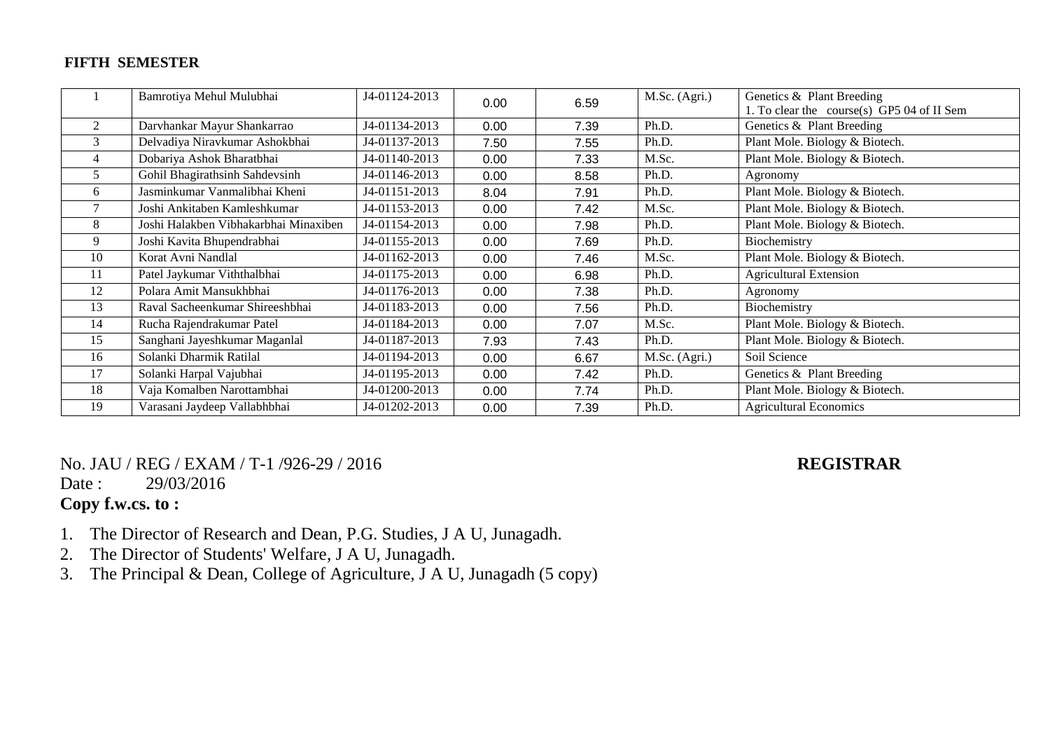**FIFTH SEMESTER**

| | | | | | | |
|---|---|---|---|---|---|---|
| 1 | Bamrotiya Mehul Mulubhai | J4-01124-2013 | 0.00 | 6.59 | M.Sc. (Agri.) | Genetics & Plant Breeding<br>1. To clear the course(s) GP5 04 of II Sem |
| 2 | Darvhankar Mayur Shankarrao | J4-01134-2013 | 0.00 | 7.39 | Ph.D. | Genetics & Plant Breeding |
| 3 | Delvadiya Niravkumar Ashokbhai | J4-01137-2013 | 7.50 | 7.55 | Ph.D. | Plant Mole. Biology & Biotech. |
| 4 | Dobariya Ashok Bharatbhai | J4-01140-2013 | 0.00 | 7.33 | M.Sc. | Plant Mole. Biology & Biotech. |
| 5 | Gohil Bhagirathsinh Sahdevsinh | J4-01146-2013 | 0.00 | 8.58 | Ph.D. | Agronomy |
| 6 | Jasminkumar Vanmalibhai Kheni | J4-01151-2013 | 8.04 | 7.91 | Ph.D. | Plant Mole. Biology & Biotech. |
| 7 | Joshi Ankitaben Kamleshkumar | J4-01153-2013 | 0.00 | 7.42 | M.Sc. | Plant Mole. Biology & Biotech. |
| 8 | Joshi Halakben Vibhakarbhai Minaxiben | J4-01154-2013 | 0.00 | 7.98 | Ph.D. | Plant Mole. Biology & Biotech. |
| 9 | Joshi Kavita Bhupendrabhai | J4-01155-2013 | 0.00 | 7.69 | Ph.D. | Biochemistry |
| 10 | Korat Avni Nandlal | J4-01162-2013 | 0.00 | 7.46 | M.Sc. | Plant Mole. Biology & Biotech. |
| 11 | Patel Jaykumar Viththalbhai | J4-01175-2013 | 0.00 | 6.98 | Ph.D. | Agricultural Extension |
| 12 | Polara Amit Mansukhbhai | J4-01176-2013 | 0.00 | 7.38 | Ph.D. | Agronomy |
| 13 | Raval Sacheenkumar Shireeshbhai | J4-01183-2013 | 0.00 | 7.56 | Ph.D. | Biochemistry |
| 14 | Rucha Rajendrakumar Patel | J4-01184-2013 | 0.00 | 7.07 | M.Sc. | Plant Mole. Biology & Biotech. |
| 15 | Sanghani Jayeshkumar Maganlal | J4-01187-2013 | 7.93 | 7.43 | Ph.D. | Plant Mole. Biology & Biotech. |
| 16 | Solanki Dharmik Ratilal | J4-01194-2013 | 0.00 | 6.67 | M.Sc. (Agri.) | Soil Science |
| 17 | Solanki Harpal Vajubhai | J4-01195-2013 | 0.00 | 7.42 | Ph.D. | Genetics & Plant Breeding |
| 18 | Vaja Komalben Narottambhai | J4-01200-2013 | 0.00 | 7.74 | Ph.D. | Plant Mole. Biology & Biotech. |
| 19 | Varasani Jaydeep Vallabhbhai | J4-01202-2013 | 0.00 | 7.39 | Ph.D. | Agricultural Economics |

No. JAU / REG / EXAM / T-1 /926-29 / 2016

Date : 29/03/2016

**REGISTRAR**

**Copy f.w.cs. to :**

1. The Director of Research and Dean, P.G. Studies, J A U, Junagadh.
2. The Director of Students' Welfare, J A U, Junagadh.
3. The Principal & Dean, College of Agriculture, J A U, Junagadh (5 copy)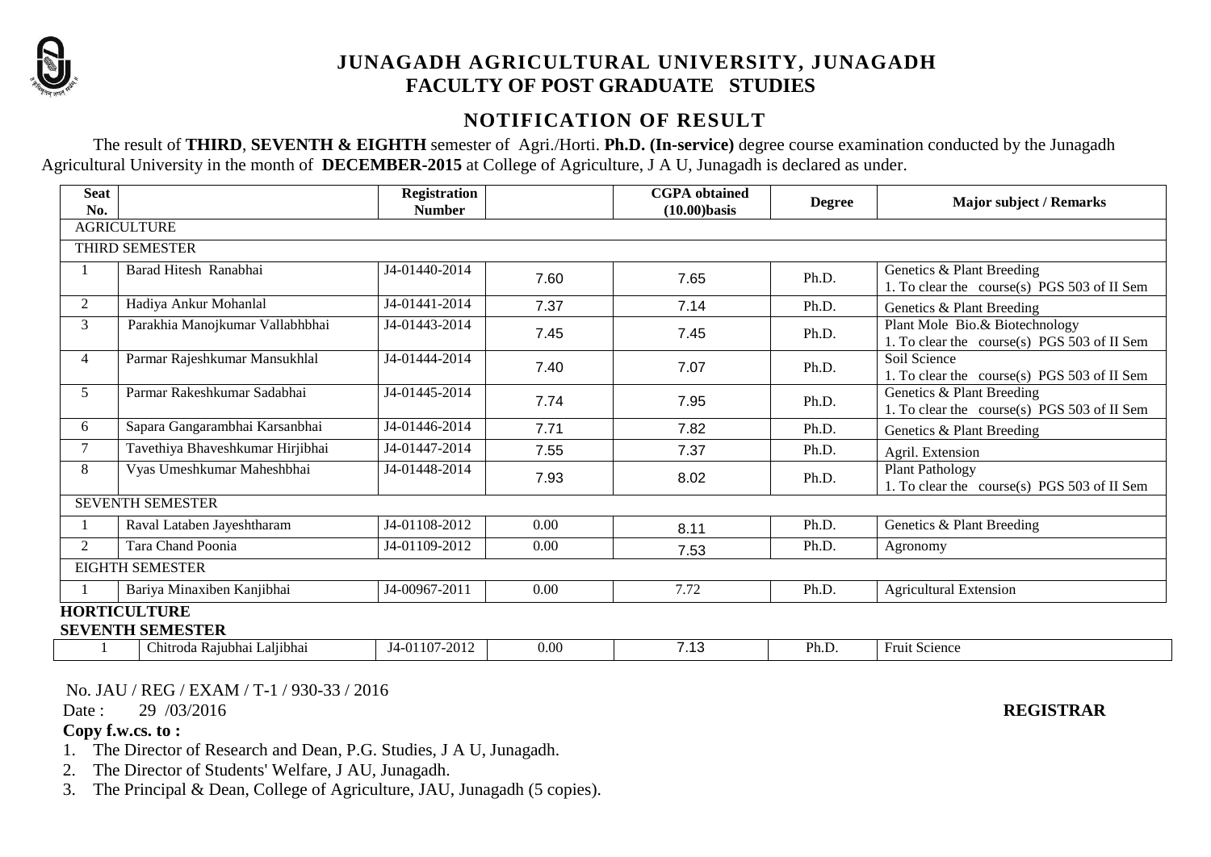# JUNAGADH AGRICULTURAL UNIVERSITY, JUNAGADH

## FACULTY OF POST GRADUATE STUDIES

## NOTIFICATION OF RESULT

The result of **THIRD**, **SEVENTH & EIGHTH** semester of Agri./Horti. **Ph.D. (In-service)** degree course examination conducted by the Junagadh Agricultural University in the month of **DECEMBER-2015** at College of Agriculture, J A U, Junagadh is declared as under.

| Seat No. | | Registration Number | | CGPA obtained (10.00)basis | Degree | Major subject / Remarks |
|---|---|---|---|---|---|---|
| AGRICULTURE | | | | | | |
| THIRD SEMESTER | | | | | | |
| 1 | Barad Hitesh Ranabhai | J4-01440-2014 | 7.60 | 7.65 | Ph.D. | Genetics & Plant Breeding<br>1. To clear the course(s) PGS 503 of II Sem |
| 2 | Hadiya Ankur Mohanlal | J4-01441-2014 | 7.37 | 7.14 | Ph.D. | Genetics & Plant Breeding |
| 3 | Parakhia Manojkumar Vallabhbhai | J4-01443-2014 | 7.45 | 7.45 | Ph.D. | Plant Mole Bio.& Biotechnology<br>1. To clear the course(s) PGS 503 of II Sem |
| 4 | Parmar Rajeshkumar Mansukhlal | J4-01444-2014 | 7.40 | 7.07 | Ph.D. | Soil Science<br>1. To clear the course(s) PGS 503 of II Sem |
| 5 | Parmar Rakeshkumar Sadabhai | J4-01445-2014 | 7.74 | 7.95 | Ph.D. | Genetics & Plant Breeding<br>1. To clear the course(s) PGS 503 of II Sem |
| 6 | Sapara Gangarambhai Karsanbhai | J4-01446-2014 | 7.71 | 7.82 | Ph.D. | Genetics & Plant Breeding |
| 7 | Tavethiya Bhaveshkumar Hirjibhai | J4-01447-2014 | 7.55 | 7.37 | Ph.D. | Agril. Extension |
| 8 | Vyas Umeshkumar Maheshbhai | J4-01448-2014 | 7.93 | 8.02 | Ph.D. | Plant Pathology<br>1. To clear the course(s) PGS 503 of II Sem |
| SEVENTH SEMESTER | | | | | | |
| 1 | Raval Lataben Jayeshtharam | J4-01108-2012 | 0.00 | 8.11 | Ph.D. | Genetics & Plant Breeding |
| 2 | Tara Chand Poonia | J4-01109-2012 | 0.00 | 7.53 | Ph.D. | Agronomy |
| EIGHTH SEMESTER | | | | | | |
| 1 | Bariya Minaxiben Kanjibhai | J4-00967-2011 | 0.00 | 7.72 | Ph.D. | Agricultural Extension |
| **HORTICULTURE** | | | | | | |
| **SEVENTH SEMESTER** | | | | | | |
| 1 | Chitroda Rajubhai Laljibhai | J4-01107-2012 | 0.00 | 7.13 | Ph.D. | Fruit Science |

No. JAU / REG / EXAM / T-1 / 930-33 / 2016

Date : 29 /03/2016

**REGISTRAR**

**Copy f.w.cs. to :**

1. The Director of Research and Dean, P.G. Studies, J A U, Junagadh.
2. The Director of Students' Welfare, J AU, Junagadh.
3. The Principal & Dean, College of Agriculture, JAU, Junagadh (5 copies).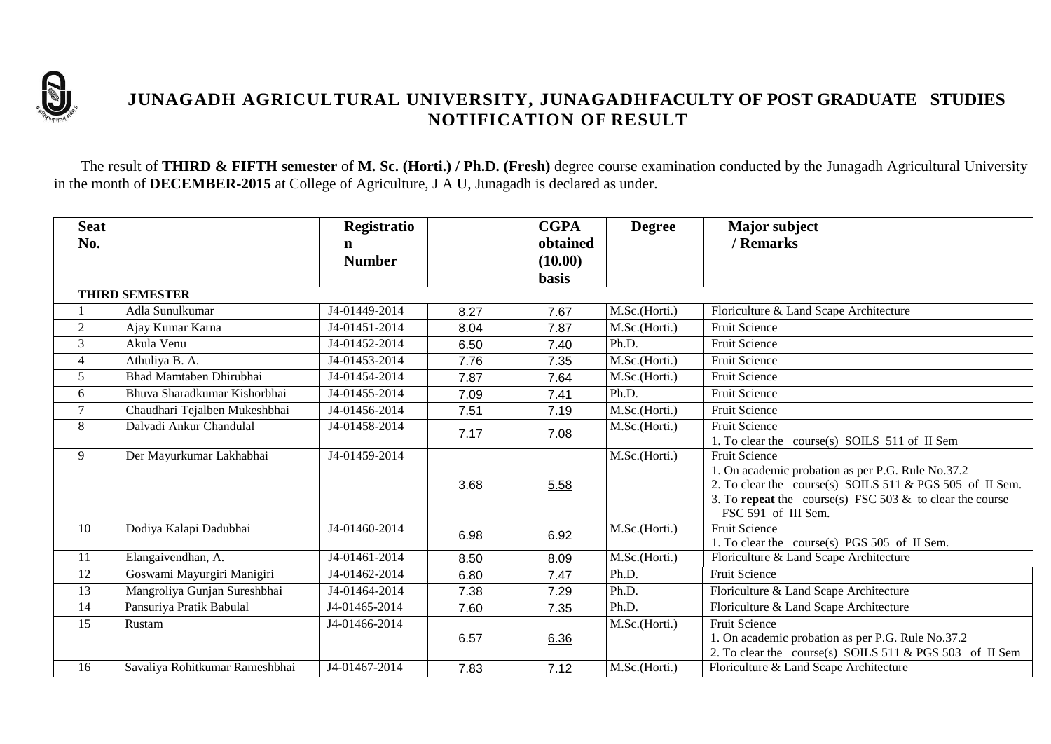# JUNAGADH AGRICULTURAL UNIVERSITY, JUNAGADHFACULTY OF POST GRADUATE STUDIES

## NOTIFICATION OF RESULT

The result of **THIRD & FIFTH semester** of **M. Sc. (Horti.) / Ph.D. (Fresh)** degree course examination conducted by the Junagadh Agricultural University in the month of **DECEMBER-2015** at College of Agriculture, J A U, Junagadh is declared as under.

| Seat No. | | Registration Number | | CGPA obtained (10.00) basis | Degree | Major subject / Remarks |
|---|---|---|---|---|---|---|
| **THIRD SEMESTER** | | | | | | |
| 1 | Adla Sunulkumar | J4-01449-2014 | 8.27 | 7.67 | M.Sc.(Horti.) | Floriculture & Land Scape Architecture |
| 2 | Ajay Kumar Karna | J4-01451-2014 | 8.04 | 7.87 | M.Sc.(Horti.) | Fruit Science |
| 3 | Akula Venu | J4-01452-2014 | 6.50 | 7.40 | Ph.D. | Fruit Science |
| 4 | Athuliya B. A. | J4-01453-2014 | 7.76 | 7.35 | M.Sc.(Horti.) | Fruit Science |
| 5 | Bhad Mamtaben Dhirubhai | J4-01454-2014 | 7.87 | 7.64 | M.Sc.(Horti.) | Fruit Science |
| 6 | Bhuva Sharadkumar Kishorbhai | J4-01455-2014 | 7.09 | 7.41 | Ph.D. | Fruit Science |
| 7 | Chaudhari Tejalben Mukeshbhai | J4-01456-2014 | 7.51 | 7.19 | M.Sc.(Horti.) | Fruit Science |
| 8 | Dalvadi Ankur Chandulal | J4-01458-2014 | 7.17 | 7.08 | M.Sc.(Horti.) | Fruit Science<br>1. To clear the course(s) SOILS 511 of II Sem |
| 9 | Der Mayurkumar Lakhabhai | J4-01459-2014 | 3.68 | 5.58 | M.Sc.(Horti.) | Fruit Science<br>1. On academic probation as per P.G. Rule No.37.2<br>2. To clear the course(s) SOILS 511 & PGS 505 of II Sem.<br>3. To **repeat** the course(s) FSC 503 & to clear the course FSC 591 of III Sem. |
| 10 | Dodiya Kalapi Dadubhai | J4-01460-2014 | 6.98 | 6.92 | M.Sc.(Horti.) | Fruit Science<br>1. To clear the course(s) PGS 505 of II Sem. |
| 11 | Elangaivendhan, A. | J4-01461-2014 | 8.50 | 8.09 | M.Sc.(Horti.) | Floriculture & Land Scape Architecture |
| 12 | Goswami Mayurgiri Manigiri | J4-01462-2014 | 6.80 | 7.47 | Ph.D. | Fruit Science |
| 13 | Mangroliya Gunjan Sureshbhai | J4-01464-2014 | 7.38 | 7.29 | Ph.D. | Floriculture & Land Scape Architecture |
| 14 | Pansuriya Pratik Babulal | J4-01465-2014 | 7.60 | 7.35 | Ph.D. | Floriculture & Land Scape Architecture |
| 15 | Rustam | J4-01466-2014 | 6.57 | 6.36 | M.Sc.(Horti.) | Fruit Science<br>1. On academic probation as per P.G. Rule No.37.2<br>2. To clear the course(s) SOILS 511 & PGS 503 of II Sem |
| 16 | Savaliya Rohitkumar Rameshbhai | J4-01467-2014 | 7.83 | 7.12 | M.Sc.(Horti.) | Floriculture & Land Scape Architecture |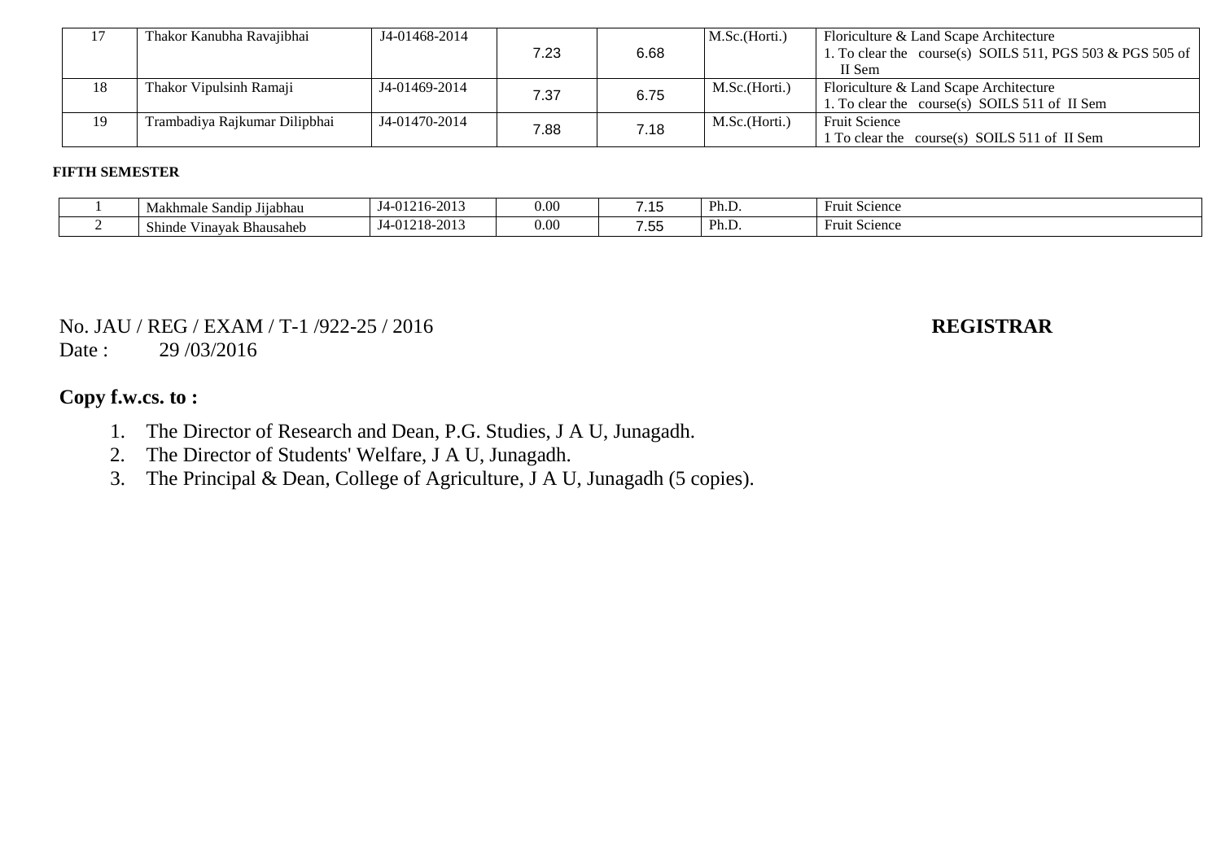| | | | | | | |
|---|---|---|---|---|---|---|
| 17 | Thakor Kanubha Ravajibhai | J4-01468-2014 | 7.23 | 6.68 | M.Sc.(Horti.) | Floriculture & Land Scape Architecture<br>1. To clear the course(s) SOILS 511, PGS 503 & PGS 505 of II Sem |
| 18 | Thakor Vipulsinh Ramaji | J4-01469-2014 | 7.37 | 6.75 | M.Sc.(Horti.) | Floriculture & Land Scape Architecture<br>1. To clear the course(s) SOILS 511 of II Sem |
| 19 | Trambadiya Rajkumar Dilipbhai | J4-01470-2014 | 7.88 | 7.18 | M.Sc.(Horti.) | Fruit Science<br>1 To clear the course(s) SOILS 511 of II Sem |

**FIFTH SEMESTER**

| | | | | | | |
|---|---|---|---|---|---|---|
| 1 | Makhmale Sandip Jijabhau | J4-01216-2013 | 0.00 | 7.15 | Ph.D. | Fruit Science |
| 2 | Shinde Vinayak Bhausaheb | J4-01218-2013 | 0.00 | 7.55 | Ph.D. | Fruit Science |

No. JAU / REG / EXAM / T-1 /922-25 / 2016

Date : 29 /03/2016

**REGISTRAR**

**Copy f.w.cs. to :**

1. The Director of Research and Dean, P.G. Studies, J A U, Junagadh.
2. The Director of Students' Welfare, J A U, Junagadh.
3. The Principal & Dean, College of Agriculture, J A U, Junagadh (5 copies).